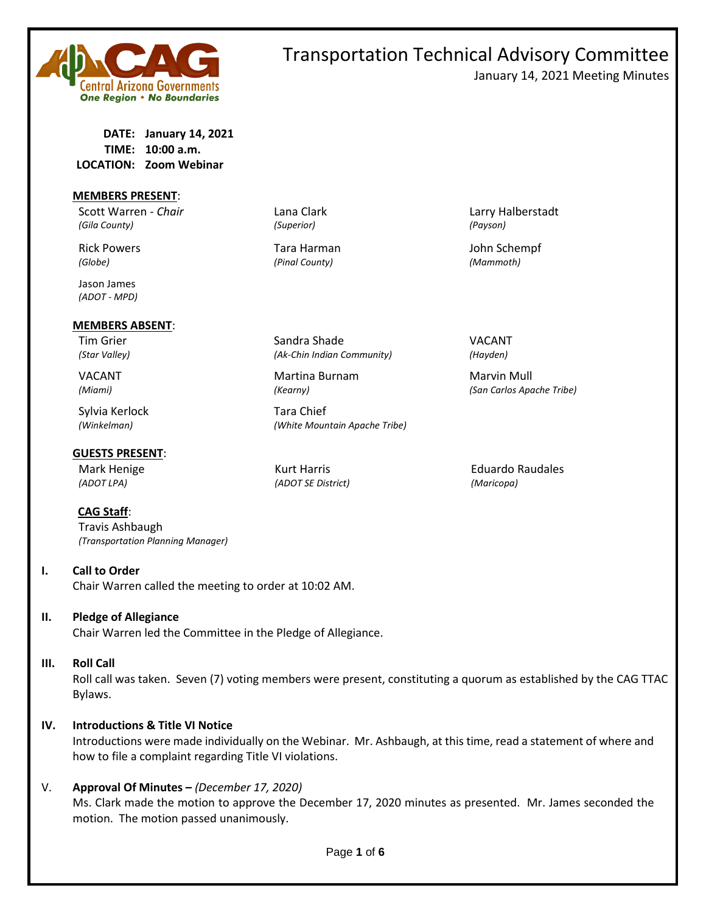# Transportation Technical Advisory Committee

January 14, 2021 Meeting Minutes

**DATE:** **January 14, 2021**
**TIME:** **10:00 a.m.**
**LOCATION:** **Zoom Webinar**

**MEMBERS PRESENT:**

| | | |
|---|---|---|
| Scott Warren - *Chair* *(Gila County)* | Lana Clark *(Superior)* | Larry Halberstadt *(Payson)* |
| Rick Powers *(Globe)* | Tara Harman *(Pinal County)* | John Schempf *(Mammoth)* |
| Jason James *(ADOT - MPD)* | | |

**MEMBERS ABSENT:**

| | | |
|---|---|---|
| Tim Grier *(Star Valley)* | Sandra Shade *(Ak-Chin Indian Community)* | VACANT *(Hayden)* |
| VACANT *(Miami)* | Martina Burnam *(Kearny)* | Marvin Mull *(San Carlos Apache Tribe)* |
| Sylvia Kerlock *(Winkelman)* | Tara Chief *(White Mountain Apache Tribe)* | |

**GUESTS PRESENT:**

| | | |
|---|---|---|
| Mark Henige *(ADOT LPA)* | Kurt Harris *(ADOT SE District)* | Eduardo Raudales *(Maricopa)* |

**CAG Staff:**
Travis Ashbaugh
*(Transportation Planning Manager)*

## I. Call to Order

Chair Warren called the meeting to order at 10:02 AM.

## II. Pledge of Allegiance

Chair Warren led the Committee in the Pledge of Allegiance.

## III. Roll Call

Roll call was taken. Seven (7) voting members were present, constituting a quorum as established by the CAG TTAC Bylaws.

## IV. Introductions & Title VI Notice

Introductions were made individually on the Webinar. Mr. Ashbaugh, at this time, read a statement of where and how to file a complaint regarding Title VI violations.

## V. Approval Of Minutes – *(December 17, 2020)*

Ms. Clark made the motion to approve the December 17, 2020 minutes as presented. Mr. James seconded the motion. The motion passed unanimously.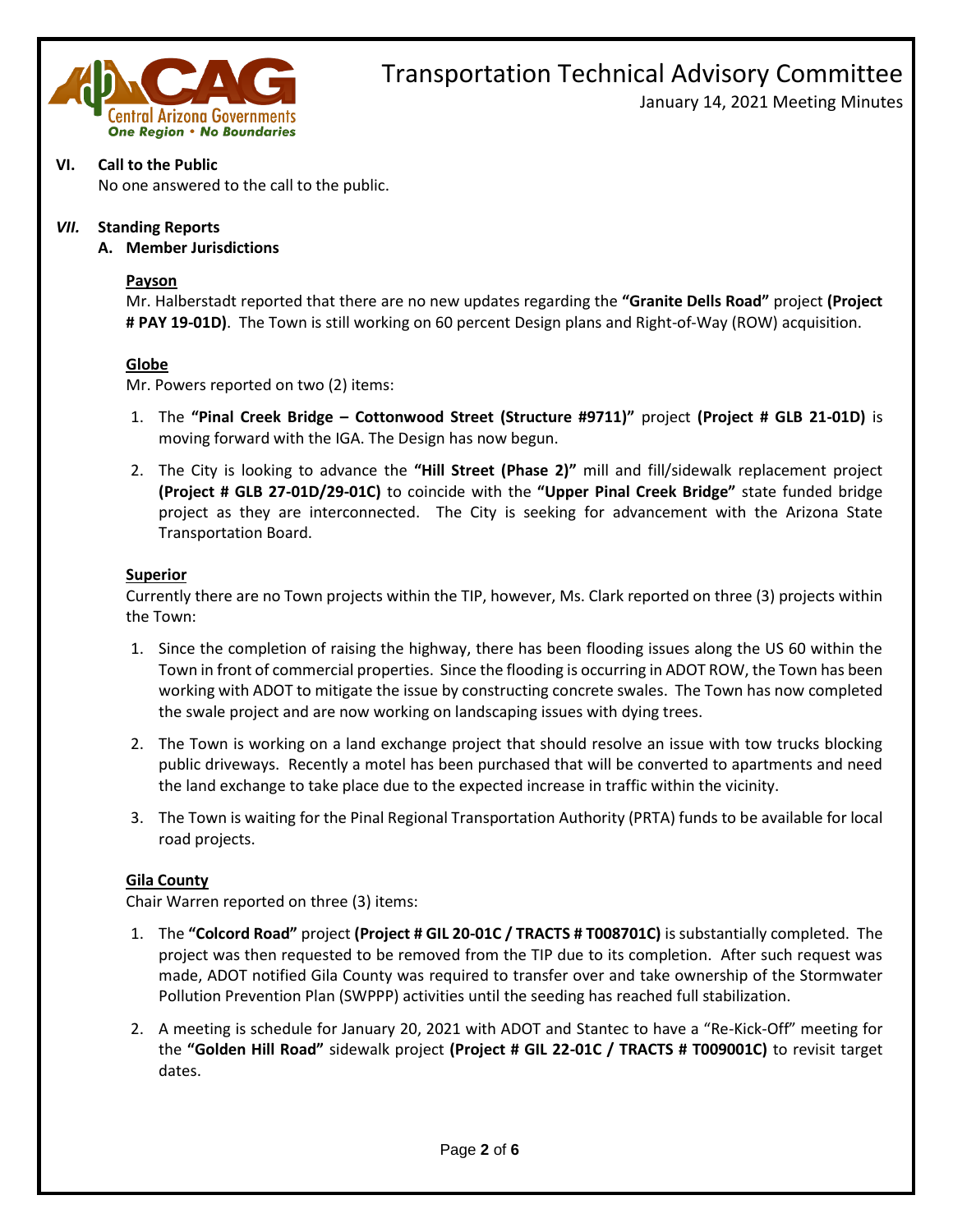## VI. Call to the Public

No one answered to the call to the public.

## *VII.* Standing Reports

### A. Member Jurisdictions

**Payson**

Mr. Halberstadt reported that there are no new updates regarding the **"Granite Dells Road"** project **(Project # PAY 19-01D)**. The Town is still working on 60 percent Design plans and Right-of-Way (ROW) acquisition.

**Globe**

Mr. Powers reported on two (2) items:

1. The **"Pinal Creek Bridge – Cottonwood Street (Structure #9711)"** project **(Project # GLB 21-01D)** is moving forward with the IGA. The Design has now begun.
2. The City is looking to advance the **"Hill Street (Phase 2)"** mill and fill/sidewalk replacement project **(Project # GLB 27-01D/29-01C)** to coincide with the **"Upper Pinal Creek Bridge"** state funded bridge project as they are interconnected. The City is seeking for advancement with the Arizona State Transportation Board.

**Superior**

Currently there are no Town projects within the TIP, however, Ms. Clark reported on three (3) projects within the Town:

1. Since the completion of raising the highway, there has been flooding issues along the US 60 within the Town in front of commercial properties. Since the flooding is occurring in ADOT ROW, the Town has been working with ADOT to mitigate the issue by constructing concrete swales. The Town has now completed the swale project and are now working on landscaping issues with dying trees.
2. The Town is working on a land exchange project that should resolve an issue with tow trucks blocking public driveways. Recently a motel has been purchased that will be converted to apartments and need the land exchange to take place due to the expected increase in traffic within the vicinity.
3. The Town is waiting for the Pinal Regional Transportation Authority (PRTA) funds to be available for local road projects.

**Gila County**

Chair Warren reported on three (3) items:

1. The **"Colcord Road"** project **(Project # GIL 20-01C / TRACTS # T008701C)** is substantially completed. The project was then requested to be removed from the TIP due to its completion. After such request was made, ADOT notified Gila County was required to transfer over and take ownership of the Stormwater Pollution Prevention Plan (SWPPP) activities until the seeding has reached full stabilization.
2. A meeting is schedule for January 20, 2021 with ADOT and Stantec to have a "Re-Kick-Off" meeting for the **"Golden Hill Road"** sidewalk project **(Project # GIL 22-01C / TRACTS # T009001C)** to revisit target dates.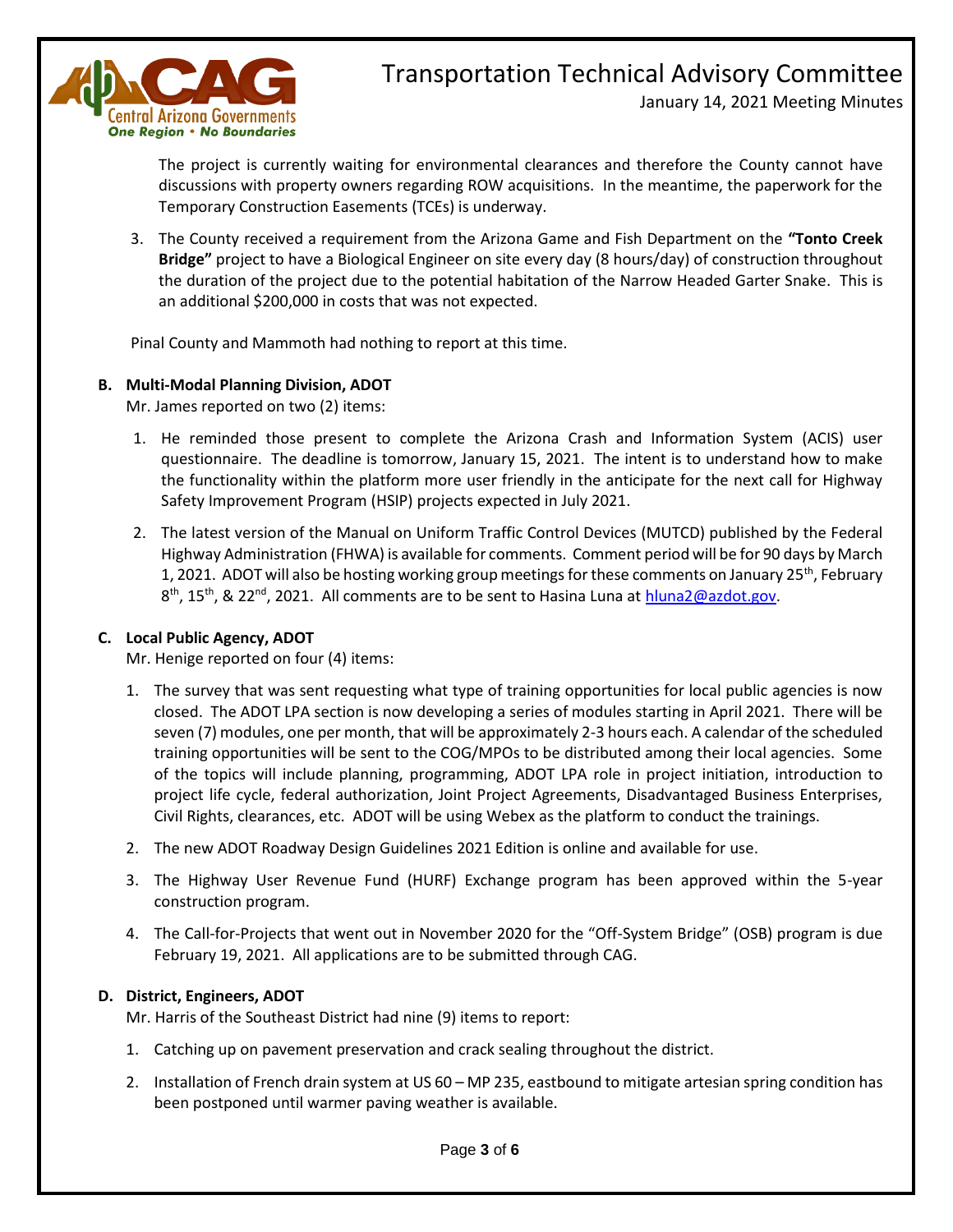The project is currently waiting for environmental clearances and therefore the County cannot have discussions with property owners regarding ROW acquisitions. In the meantime, the paperwork for the Temporary Construction Easements (TCEs) is underway.

3. The County received a requirement from the Arizona Game and Fish Department on the **"Tonto Creek Bridge"** project to have a Biological Engineer on site every day (8 hours/day) of construction throughout the duration of the project due to the potential habitation of the Narrow Headed Garter Snake. This is an additional $200,000 in costs that was not expected.

Pinal County and Mammoth had nothing to report at this time.

**B. Multi-Modal Planning Division, ADOT**

Mr. James reported on two (2) items:

1. He reminded those present to complete the Arizona Crash and Information System (ACIS) user questionnaire. The deadline is tomorrow, January 15, 2021. The intent is to understand how to make the functionality within the platform more user friendly in the anticipate for the next call for Highway Safety Improvement Program (HSIP) projects expected in July 2021.
2. The latest version of the Manual on Uniform Traffic Control Devices (MUTCD) published by the Federal Highway Administration (FHWA) is available for comments. Comment period will be for 90 days by March 1, 2021. ADOT will also be hosting working group meetings for these comments on January 25th, February 8th, 15th, & 22nd, 2021. All comments are to be sent to Hasina Luna at hluna2@azdot.gov.

**C. Local Public Agency, ADOT**

Mr. Henige reported on four (4) items:

1. The survey that was sent requesting what type of training opportunities for local public agencies is now closed. The ADOT LPA section is now developing a series of modules starting in April 2021. There will be seven (7) modules, one per month, that will be approximately 2-3 hours each. A calendar of the scheduled training opportunities will be sent to the COG/MPOs to be distributed among their local agencies. Some of the topics will include planning, programming, ADOT LPA role in project initiation, introduction to project life cycle, federal authorization, Joint Project Agreements, Disadvantaged Business Enterprises, Civil Rights, clearances, etc. ADOT will be using Webex as the platform to conduct the trainings.
2. The new ADOT Roadway Design Guidelines 2021 Edition is online and available for use.
3. The Highway User Revenue Fund (HURF) Exchange program has been approved within the 5-year construction program.
4. The Call-for-Projects that went out in November 2020 for the "Off-System Bridge" (OSB) program is due February 19, 2021. All applications are to be submitted through CAG.

**D. District, Engineers, ADOT**

Mr. Harris of the Southeast District had nine (9) items to report:

1. Catching up on pavement preservation and crack sealing throughout the district.
2. Installation of French drain system at US 60 – MP 235, eastbound to mitigate artesian spring condition has been postponed until warmer paving weather is available.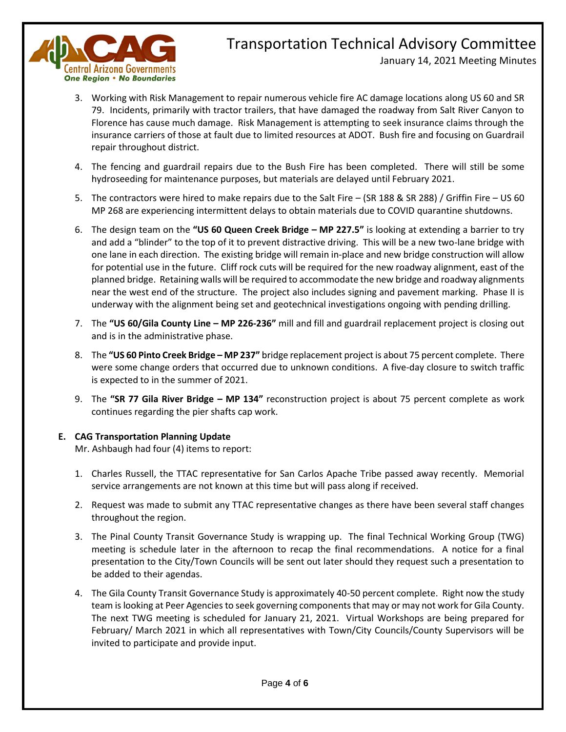3. Working with Risk Management to repair numerous vehicle fire AC damage locations along US 60 and SR 79. Incidents, primarily with tractor trailers, that have damaged the roadway from Salt River Canyon to Florence has cause much damage. Risk Management is attempting to seek insurance claims through the insurance carriers of those at fault due to limited resources at ADOT. Bush fire and focusing on Guardrail repair throughout district.

4. The fencing and guardrail repairs due to the Bush Fire has been completed. There will still be some hydroseeding for maintenance purposes, but materials are delayed until February 2021.

5. The contractors were hired to make repairs due to the Salt Fire – (SR 188 & SR 288) / Griffin Fire – US 60 MP 268 are experiencing intermittent delays to obtain materials due to COVID quarantine shutdowns.

6. The design team on the **"US 60 Queen Creek Bridge – MP 227.5"** is looking at extending a barrier to try and add a "blinder" to the top of it to prevent distractive driving. This will be a new two-lane bridge with one lane in each direction. The existing bridge will remain in-place and new bridge construction will allow for potential use in the future. Cliff rock cuts will be required for the new roadway alignment, east of the planned bridge. Retaining walls will be required to accommodate the new bridge and roadway alignments near the west end of the structure. The project also includes signing and pavement marking. Phase II is underway with the alignment being set and geotechnical investigations ongoing with pending drilling.

7. The **"US 60/Gila County Line – MP 226-236"** mill and fill and guardrail replacement project is closing out and is in the administrative phase.

8. The **"US 60 Pinto Creek Bridge – MP 237"** bridge replacement project is about 75 percent complete. There were some change orders that occurred due to unknown conditions. A five-day closure to switch traffic is expected to in the summer of 2021.

9. The **"SR 77 Gila River Bridge – MP 134"** reconstruction project is about 75 percent complete as work continues regarding the pier shafts cap work.

**E. CAG Transportation Planning Update**

Mr. Ashbaugh had four (4) items to report:

1. Charles Russell, the TTAC representative for San Carlos Apache Tribe passed away recently. Memorial service arrangements are not known at this time but will pass along if received.

2. Request was made to submit any TTAC representative changes as there have been several staff changes throughout the region.

3. The Pinal County Transit Governance Study is wrapping up. The final Technical Working Group (TWG) meeting is schedule later in the afternoon to recap the final recommendations. A notice for a final presentation to the City/Town Councils will be sent out later should they request such a presentation to be added to their agendas.

4. The Gila County Transit Governance Study is approximately 40-50 percent complete. Right now the study team is looking at Peer Agencies to seek governing components that may or may not work for Gila County. The next TWG meeting is scheduled for January 21, 2021. Virtual Workshops are being prepared for February/ March 2021 in which all representatives with Town/City Councils/County Supervisors will be invited to participate and provide input.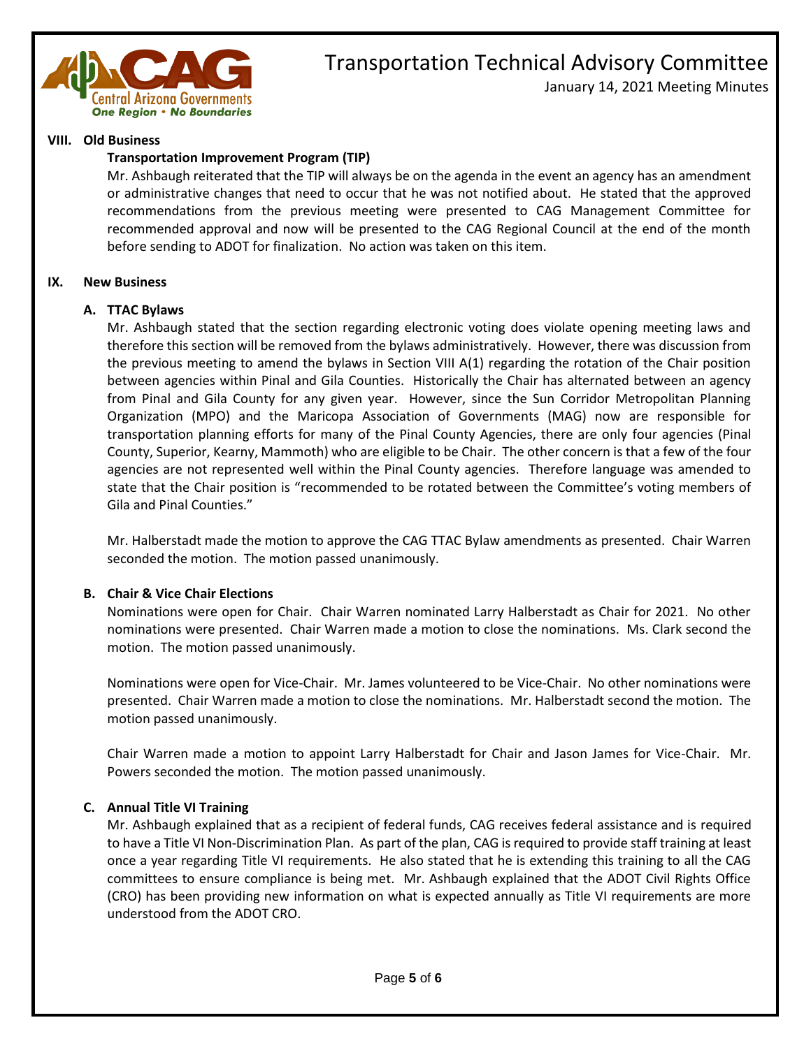## VIII. Old Business

### Transportation Improvement Program (TIP)

Mr. Ashbaugh reiterated that the TIP will always be on the agenda in the event an agency has an amendment or administrative changes that need to occur that he was not notified about. He stated that the approved recommendations from the previous meeting were presented to CAG Management Committee for recommended approval and now will be presented to the CAG Regional Council at the end of the month before sending to ADOT for finalization. No action was taken on this item.

## IX. New Business

### A. TTAC Bylaws

Mr. Ashbaugh stated that the section regarding electronic voting does violate opening meeting laws and therefore this section will be removed from the bylaws administratively. However, there was discussion from the previous meeting to amend the bylaws in Section VIII A(1) regarding the rotation of the Chair position between agencies within Pinal and Gila Counties. Historically the Chair has alternated between an agency from Pinal and Gila County for any given year. However, since the Sun Corridor Metropolitan Planning Organization (MPO) and the Maricopa Association of Governments (MAG) now are responsible for transportation planning efforts for many of the Pinal County Agencies, there are only four agencies (Pinal County, Superior, Kearny, Mammoth) who are eligible to be Chair. The other concern is that a few of the four agencies are not represented well within the Pinal County agencies. Therefore language was amended to state that the Chair position is "recommended to be rotated between the Committee's voting members of Gila and Pinal Counties."

Mr. Halberstadt made the motion to approve the CAG TTAC Bylaw amendments as presented. Chair Warren seconded the motion. The motion passed unanimously.

### B. Chair & Vice Chair Elections

Nominations were open for Chair. Chair Warren nominated Larry Halberstadt as Chair for 2021. No other nominations were presented. Chair Warren made a motion to close the nominations. Ms. Clark second the motion. The motion passed unanimously.

Nominations were open for Vice-Chair. Mr. James volunteered to be Vice-Chair. No other nominations were presented. Chair Warren made a motion to close the nominations. Mr. Halberstadt second the motion. The motion passed unanimously.

Chair Warren made a motion to appoint Larry Halberstadt for Chair and Jason James for Vice-Chair. Mr. Powers seconded the motion. The motion passed unanimously.

### C. Annual Title VI Training

Mr. Ashbaugh explained that as a recipient of federal funds, CAG receives federal assistance and is required to have a Title VI Non-Discrimination Plan. As part of the plan, CAG is required to provide staff training at least once a year regarding Title VI requirements. He also stated that he is extending this training to all the CAG committees to ensure compliance is being met. Mr. Ashbaugh explained that the ADOT Civil Rights Office (CRO) has been providing new information on what is expected annually as Title VI requirements are more understood from the ADOT CRO.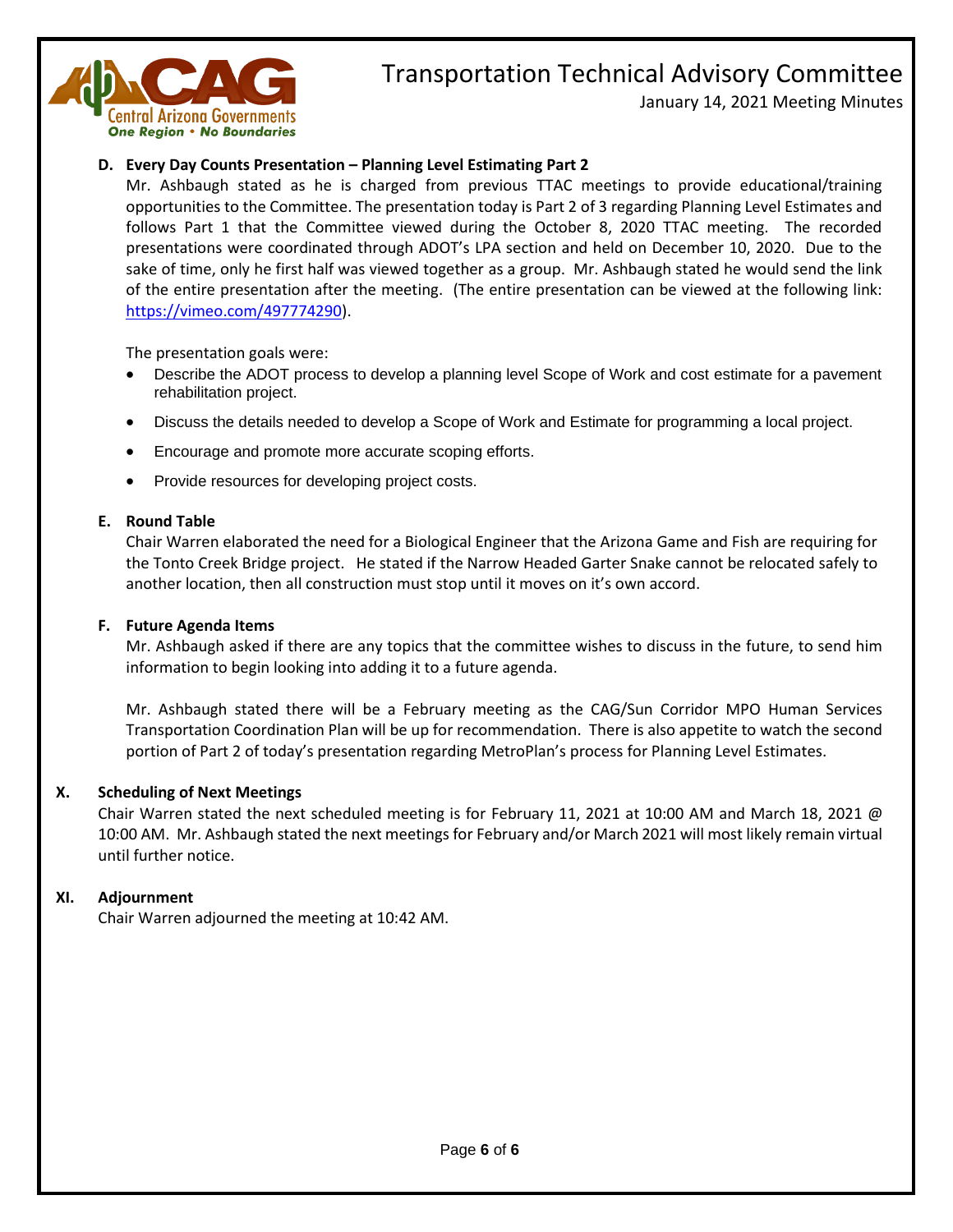**D. Every Day Counts Presentation – Planning Level Estimating Part 2**

Mr. Ashbaugh stated as he is charged from previous TTAC meetings to provide educational/training opportunities to the Committee. The presentation today is Part 2 of 3 regarding Planning Level Estimates and follows Part 1 that the Committee viewed during the October 8, 2020 TTAC meeting. The recorded presentations were coordinated through ADOT's LPA section and held on December 10, 2020. Due to the sake of time, only he first half was viewed together as a group. Mr. Ashbaugh stated he would send the link of the entire presentation after the meeting. (The entire presentation can be viewed at the following link: https://vimeo.com/497774290).

The presentation goals were:

- Describe the ADOT process to develop a planning level Scope of Work and cost estimate for a pavement rehabilitation project.
- Discuss the details needed to develop a Scope of Work and Estimate for programming a local project.
- Encourage and promote more accurate scoping efforts.
- Provide resources for developing project costs.

**E. Round Table**

Chair Warren elaborated the need for a Biological Engineer that the Arizona Game and Fish are requiring for the Tonto Creek Bridge project. He stated if the Narrow Headed Garter Snake cannot be relocated safely to another location, then all construction must stop until it moves on it's own accord.

**F. Future Agenda Items**

Mr. Ashbaugh asked if there are any topics that the committee wishes to discuss in the future, to send him information to begin looking into adding it to a future agenda.

Mr. Ashbaugh stated there will be a February meeting as the CAG/Sun Corridor MPO Human Services Transportation Coordination Plan will be up for recommendation. There is also appetite to watch the second portion of Part 2 of today's presentation regarding MetroPlan's process for Planning Level Estimates.

## X. Scheduling of Next Meetings

Chair Warren stated the next scheduled meeting is for February 11, 2021 at 10:00 AM and March 18, 2021 @ 10:00 AM. Mr. Ashbaugh stated the next meetings for February and/or March 2021 will most likely remain virtual until further notice.

## XI. Adjournment

Chair Warren adjourned the meeting at 10:42 AM.